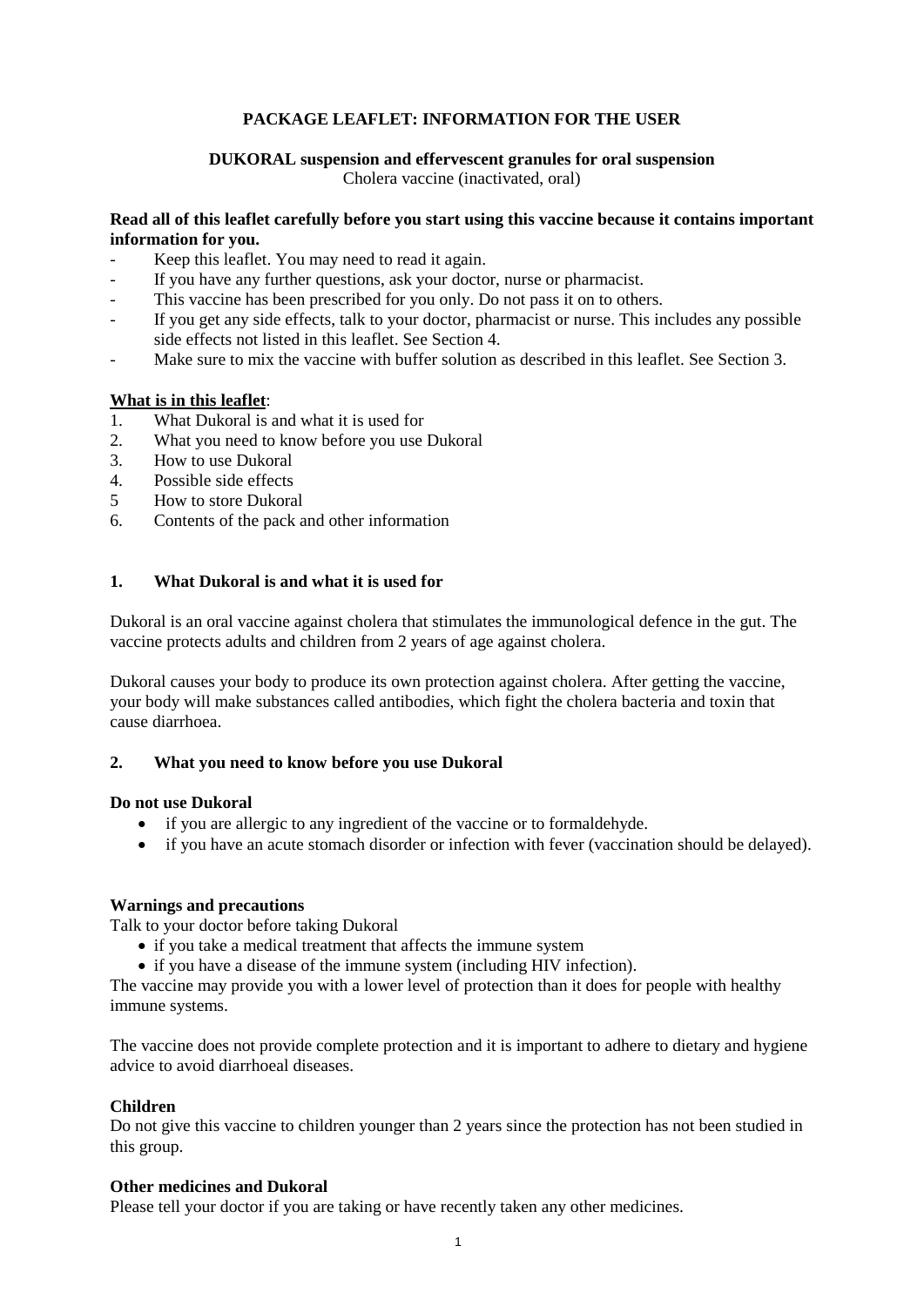**PACKAGE LEAFLET: INFORMATION FOR THE USER**

**DUKORAL suspension and effervescent granules for oral suspension**
Cholera vaccine (inactivated, oral)

**Read all of this leaflet carefully before you start using this vaccine because it contains important information for you.**

- Keep this leaflet. You may need to read it again.
- If you have any further questions, ask your doctor, nurse or pharmacist.
- This vaccine has been prescribed for you only. Do not pass it on to others.
- If you get any side effects, talk to your doctor, pharmacist or nurse. This includes any possible side effects not listed in this leaflet. See Section 4.
- Make sure to mix the vaccine with buffer solution as described in this leaflet. See Section 3.

**What is in this leaflet**:

1. What Dukoral is and what it is used for
2. What you need to know before you use Dukoral
3. How to use Dukoral
4. Possible side effects
5 How to store Dukoral
6. Contents of the pack and other information

## 1. What Dukoral is and what it is used for

Dukoral is an oral vaccine against cholera that stimulates the immunological defence in the gut. The vaccine protects adults and children from 2 years of age against cholera.

Dukoral causes your body to produce its own protection against cholera. After getting the vaccine, your body will make substances called antibodies, which fight the cholera bacteria and toxin that cause diarrhoea.

## 2. What you need to know before you use Dukoral

**Do not use Dukoral**

- if you are allergic to any ingredient of the vaccine or to formaldehyde.
- if you have an acute stomach disorder or infection with fever (vaccination should be delayed).

**Warnings and precautions**

Talk to your doctor before taking Dukoral

- if you take a medical treatment that affects the immune system
- if you have a disease of the immune system (including HIV infection).

The vaccine may provide you with a lower level of protection than it does for people with healthy immune systems.

The vaccine does not provide complete protection and it is important to adhere to dietary and hygiene advice to avoid diarrhoeal diseases.

**Children**

Do not give this vaccine to children younger than 2 years since the protection has not been studied in this group.

**Other medicines and Dukoral**

Please tell your doctor if you are taking or have recently taken any other medicines.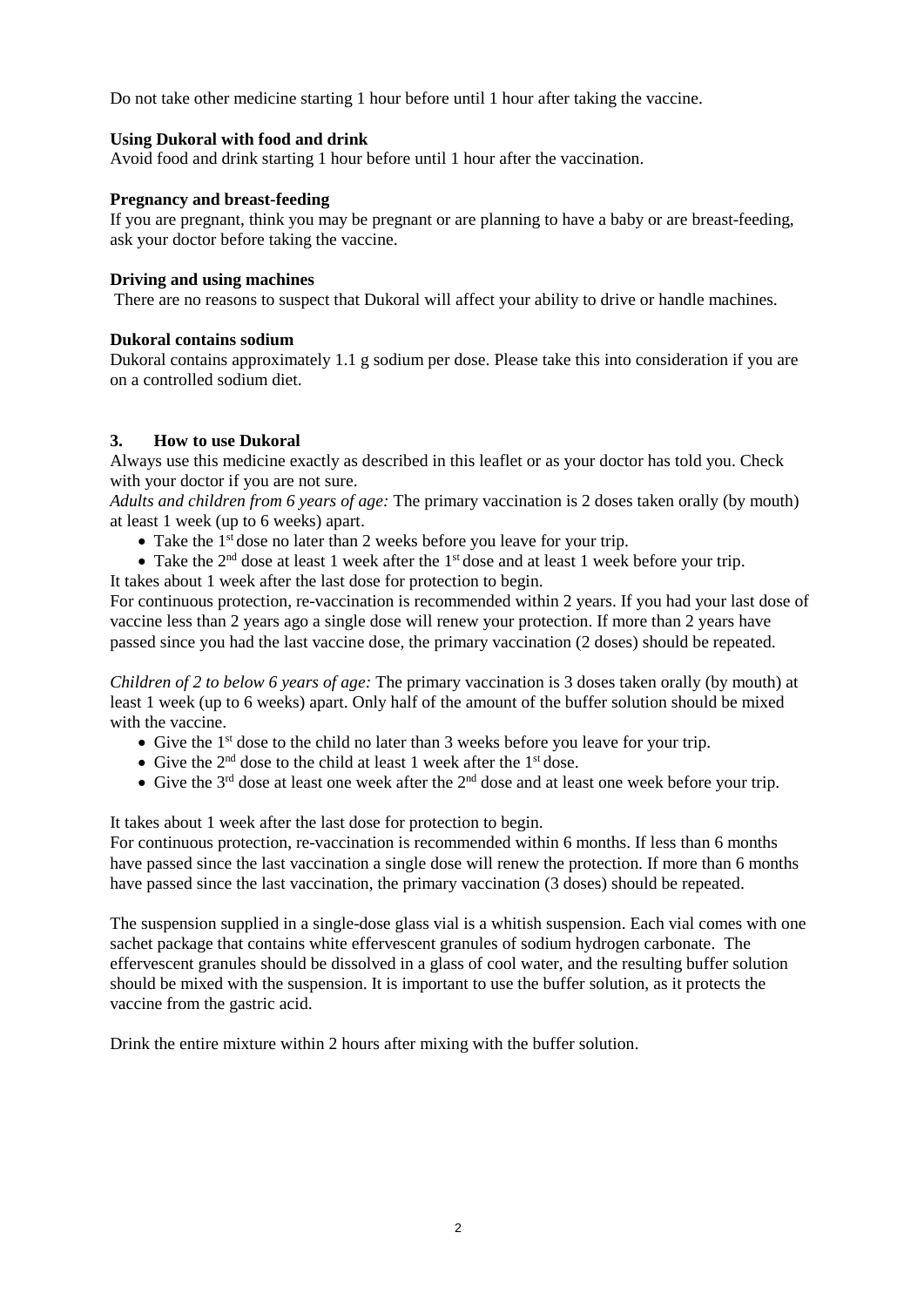Do not take other medicine starting 1 hour before until 1 hour after taking the vaccine.

**Using Dukoral with food and drink**
Avoid food and drink starting 1 hour before until 1 hour after the vaccination.

**Pregnancy and breast-feeding**
If you are pregnant, think you may be pregnant or are planning to have a baby or are breast-feeding, ask your doctor before taking the vaccine.

**Driving and using machines**
There are no reasons to suspect that Dukoral will affect your ability to drive or handle machines.

**Dukoral contains sodium**
Dukoral contains approximately 1.1 g sodium per dose. Please take this into consideration if you are on a controlled sodium diet.

## 3. How to use Dukoral

Always use this medicine exactly as described in this leaflet or as your doctor has told you. Check with your doctor if you are not sure.

*Adults and children from 6 years of age:* The primary vaccination is 2 doses taken orally (by mouth) at least 1 week (up to 6 weeks) apart.

- Take the 1st dose no later than 2 weeks before you leave for your trip.
- Take the 2nd dose at least 1 week after the 1st dose and at least 1 week before your trip.

It takes about 1 week after the last dose for protection to begin.

For continuous protection, re-vaccination is recommended within 2 years. If you had your last dose of vaccine less than 2 years ago a single dose will renew your protection. If more than 2 years have passed since you had the last vaccine dose, the primary vaccination (2 doses) should be repeated.

*Children of 2 to below 6 years of age:* The primary vaccination is 3 doses taken orally (by mouth) at least 1 week (up to 6 weeks) apart. Only half of the amount of the buffer solution should be mixed with the vaccine.

- Give the 1st dose to the child no later than 3 weeks before you leave for your trip.
- Give the 2nd dose to the child at least 1 week after the 1st dose.
- Give the 3rd dose at least one week after the 2nd dose and at least one week before your trip.

It takes about 1 week after the last dose for protection to begin.

For continuous protection, re-vaccination is recommended within 6 months. If less than 6 months have passed since the last vaccination a single dose will renew the protection. If more than 6 months have passed since the last vaccination, the primary vaccination (3 doses) should be repeated.

The suspension supplied in a single-dose glass vial is a whitish suspension. Each vial comes with one sachet package that contains white effervescent granules of sodium hydrogen carbonate. The effervescent granules should be dissolved in a glass of cool water, and the resulting buffer solution should be mixed with the suspension. It is important to use the buffer solution, as it protects the vaccine from the gastric acid.

Drink the entire mixture within 2 hours after mixing with the buffer solution.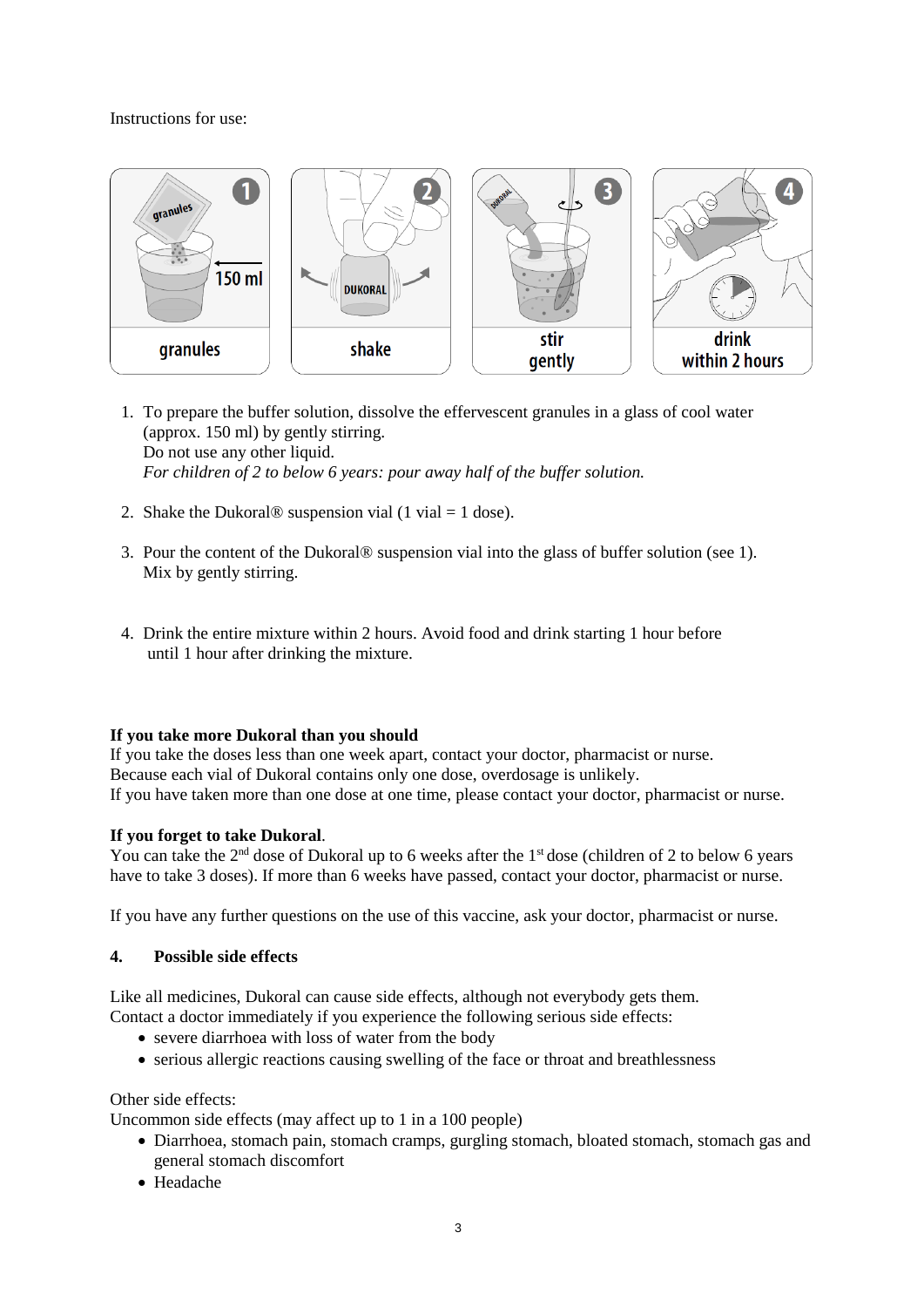Instructions for use:

1 granules 150 ml
granules

2 DUKORAL
shake

3 DUKORAL
stir gently

4
drink within 2 hours

1. To prepare the buffer solution, dissolve the effervescent granules in a glass of cool water (approx. 150 ml) by gently stirring.
   Do not use any other liquid.
   *For children of 2 to below 6 years: pour away half of the buffer solution.*

2. Shake the Dukoral® suspension vial (1 vial = 1 dose).

3. Pour the content of the Dukoral® suspension vial into the glass of buffer solution (see 1).
   Mix by gently stirring.

4. Drink the entire mixture within 2 hours. Avoid food and drink starting 1 hour before until 1 hour after drinking the mixture.

**If you take more Dukoral than you should**
If you take the doses less than one week apart, contact your doctor, pharmacist or nurse.
Because each vial of Dukoral contains only one dose, overdosage is unlikely.
If you have taken more than one dose at one time, please contact your doctor, pharmacist or nurse.

**If you forget to take Dukoral**.
You can take the 2nd dose of Dukoral up to 6 weeks after the 1st dose (children of 2 to below 6 years have to take 3 doses). If more than 6 weeks have passed, contact your doctor, pharmacist or nurse.

If you have any further questions on the use of this vaccine, ask your doctor, pharmacist or nurse.

## 4. Possible side effects

Like all medicines, Dukoral can cause side effects, although not everybody gets them.
Contact a doctor immediately if you experience the following serious side effects:

- severe diarrhoea with loss of water from the body
- serious allergic reactions causing swelling of the face or throat and breathlessness

Other side effects:
Uncommon side effects (may affect up to 1 in a 100 people)

- Diarrhoea, stomach pain, stomach cramps, gurgling stomach, bloated stomach, stomach gas and general stomach discomfort
- Headache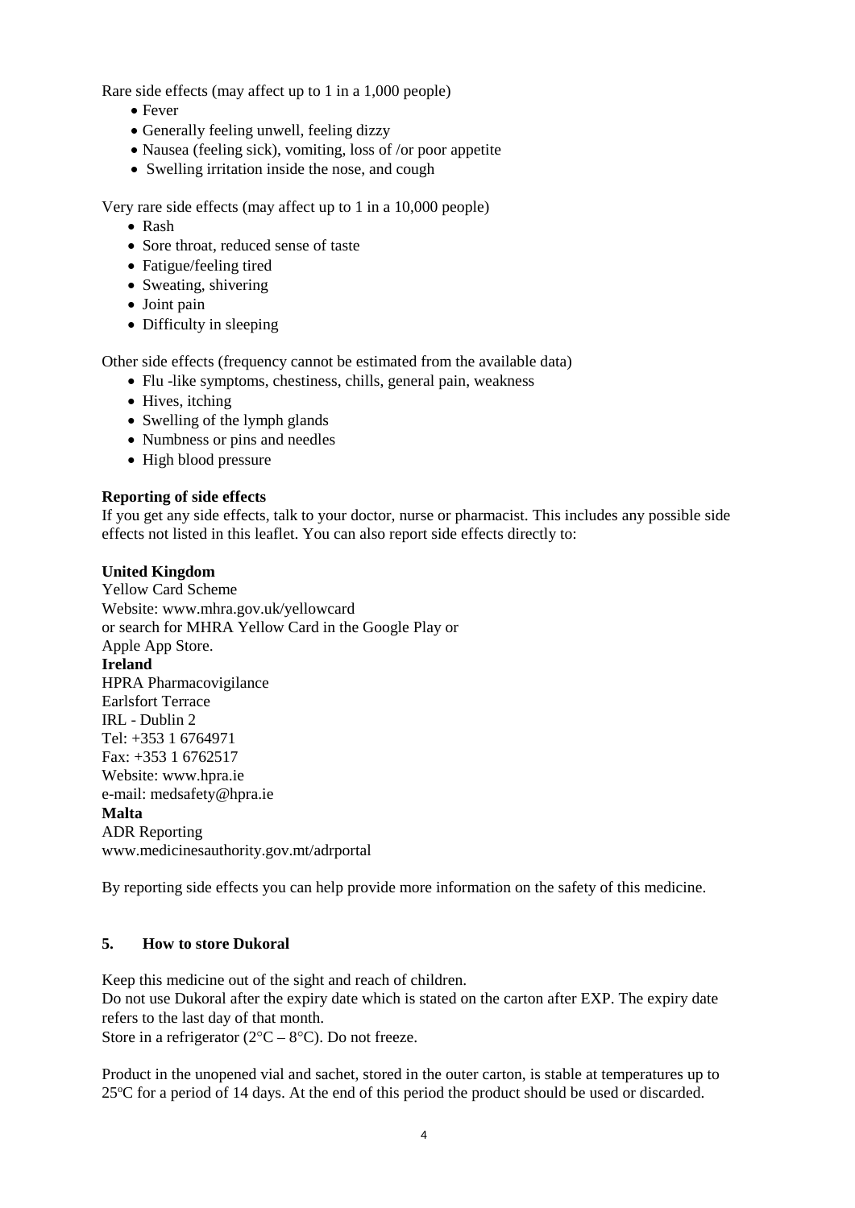Rare side effects (may affect up to 1 in a 1,000 people)

- Fever
- Generally feeling unwell, feeling dizzy
- Nausea (feeling sick), vomiting, loss of /or poor appetite
- Swelling irritation inside the nose, and cough

Very rare side effects (may affect up to 1 in a 10,000 people)

- Rash
- Sore throat, reduced sense of taste
- Fatigue/feeling tired
- Sweating, shivering
- Joint pain
- Difficulty in sleeping

Other side effects (frequency cannot be estimated from the available data)

- Flu -like symptoms, chestiness, chills, general pain, weakness
- Hives, itching
- Swelling of the lymph glands
- Numbness or pins and needles
- High blood pressure

**Reporting of side effects**

If you get any side effects, talk to your doctor, nurse or pharmacist. This includes any possible side effects not listed in this leaflet. You can also report side effects directly to:

**United Kingdom**
Yellow Card Scheme
Website: www.mhra.gov.uk/yellowcard
or search for MHRA Yellow Card in the Google Play or
Apple App Store.
**Ireland**
HPRA Pharmacovigilance
Earlsfort Terrace
IRL - Dublin 2
Tel: +353 1 6764971
Fax: +353 1 6762517
Website: www.hpra.ie
e-mail: medsafety@hpra.ie
**Malta**
ADR Reporting
www.medicinesauthority.gov.mt/adrportal

By reporting side effects you can help provide more information on the safety of this medicine.

## 5. How to store Dukoral

Keep this medicine out of the sight and reach of children.
Do not use Dukoral after the expiry date which is stated on the carton after EXP. The expiry date refers to the last day of that month.
Store in a refrigerator (2°C – 8°C). Do not freeze.

Product in the unopened vial and sachet, stored in the outer carton, is stable at temperatures up to 25ºC for a period of 14 days. At the end of this period the product should be used or discarded.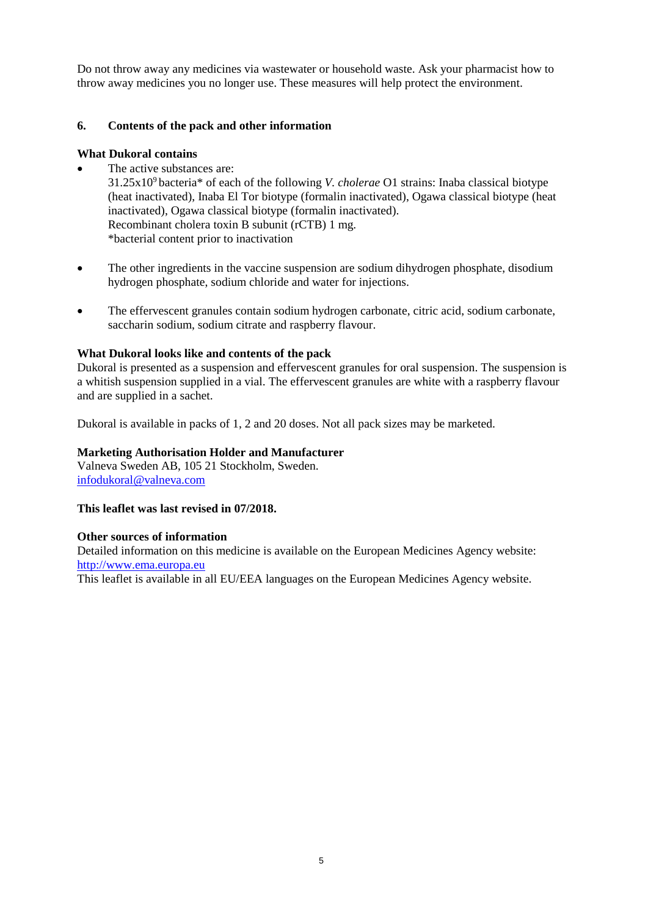Do not throw away any medicines via wastewater or household waste. Ask your pharmacist how to throw away medicines you no longer use. These measures will help protect the environment.

## 6. Contents of the pack and other information

**What Dukoral contains**

- The active substances are:
  $31.25 \times 10^9$ bacteria* of each of the following *V. cholerae* O1 strains: Inaba classical biotype (heat inactivated), Inaba El Tor biotype (formalin inactivated), Ogawa classical biotype (heat inactivated), Ogawa classical biotype (formalin inactivated).
  Recombinant cholera toxin B subunit (rCTB) 1 mg.
  *bacterial content prior to inactivation

- The other ingredients in the vaccine suspension are sodium dihydrogen phosphate, disodium hydrogen phosphate, sodium chloride and water for injections.

- The effervescent granules contain sodium hydrogen carbonate, citric acid, sodium carbonate, saccharin sodium, sodium citrate and raspberry flavour.

**What Dukoral looks like and contents of the pack**

Dukoral is presented as a suspension and effervescent granules for oral suspension. The suspension is a whitish suspension supplied in a vial. The effervescent granules are white with a raspberry flavour and are supplied in a sachet.

Dukoral is available in packs of 1, 2 and 20 doses. Not all pack sizes may be marketed.

**Marketing Authorisation Holder and Manufacturer**

Valneva Sweden AB, 105 21 Stockholm, Sweden.
infodukoral@valneva.com

**This leaflet was last revised in 07/2018.**

**Other sources of information**

Detailed information on this medicine is available on the European Medicines Agency website: http://www.ema.europa.eu
This leaflet is available in all EU/EEA languages on the European Medicines Agency website.